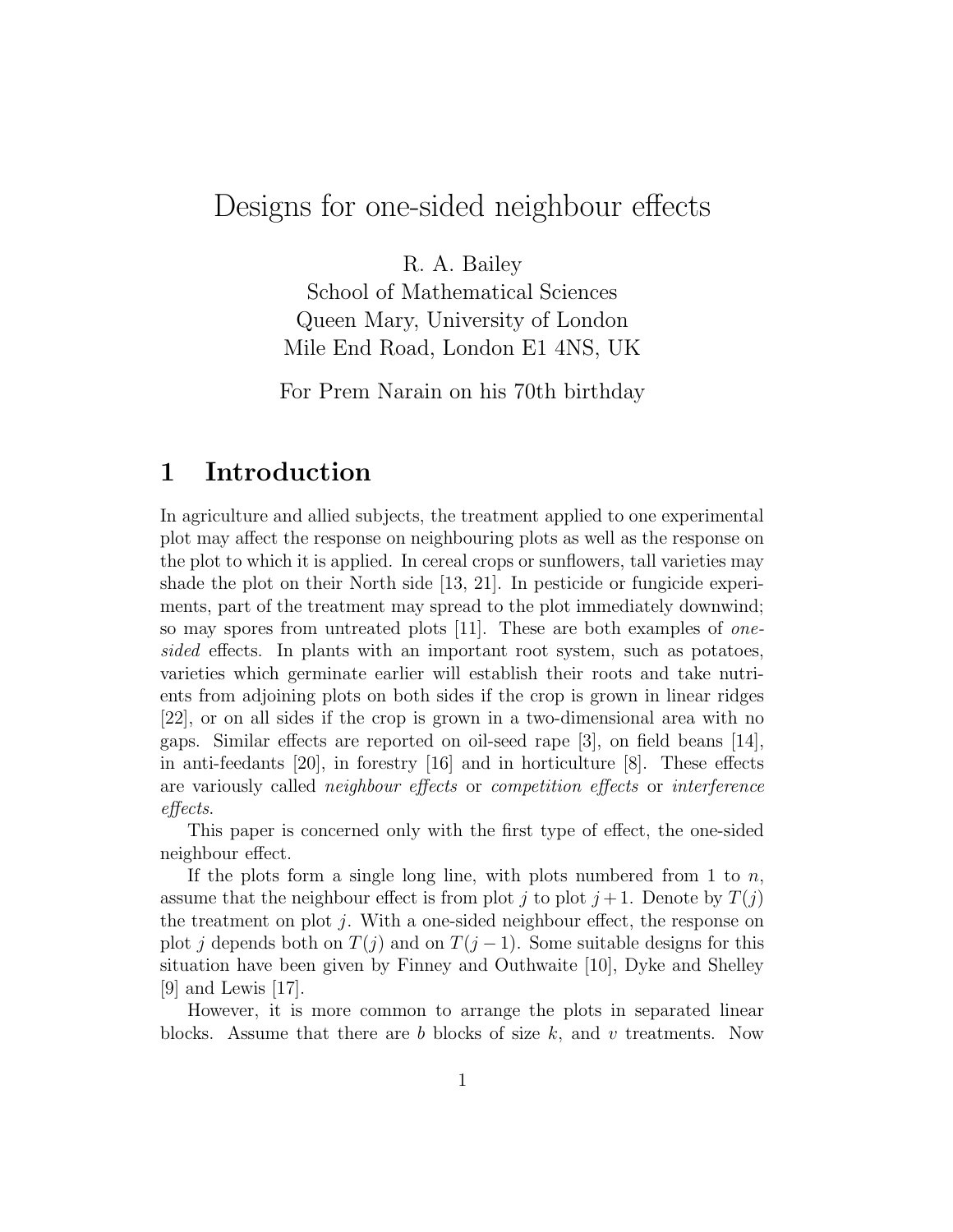# Designs for one-sided neighbour effects

R. A. Bailey
School of Mathematical Sciences
Queen Mary, University of London
Mile End Road, London E1 4NS, UK

For Prem Narain on his 70th birthday

## 1 Introduction

In agriculture and allied subjects, the treatment applied to one experimental plot may affect the response on neighbouring plots as well as the response on the plot to which it is applied. In cereal crops or sunflowers, tall varieties may shade the plot on their North side [13, 21]. In pesticide or fungicide experiments, part of the treatment may spread to the plot immediately downwind; so may spores from untreated plots [11]. These are both examples of *one-sided* effects. In plants with an important root system, such as potatoes, varieties which germinate earlier will establish their roots and take nutrients from adjoining plots on both sides if the crop is grown in linear ridges [22], or on all sides if the crop is grown in a two-dimensional area with no gaps. Similar effects are reported on oil-seed rape [3], on field beans [14], in anti-feedants [20], in forestry [16] and in horticulture [8]. These effects are variously called *neighbour effects* or *competition effects* or *interference effects*.

This paper is concerned only with the first type of effect, the one-sided neighbour effect.

If the plots form a single long line, with plots numbered from 1 to $n$, assume that the neighbour effect is from plot $j$ to plot $j+1$. Denote by $T(j)$ the treatment on plot $j$. With a one-sided neighbour effect, the response on plot $j$ depends both on $T(j)$ and on $T(j-1)$. Some suitable designs for this situation have been given by Finney and Outhwaite [10], Dyke and Shelley [9] and Lewis [17].

However, it is more common to arrange the plots in separated linear blocks. Assume that there are $b$ blocks of size $k$, and $v$ treatments. Now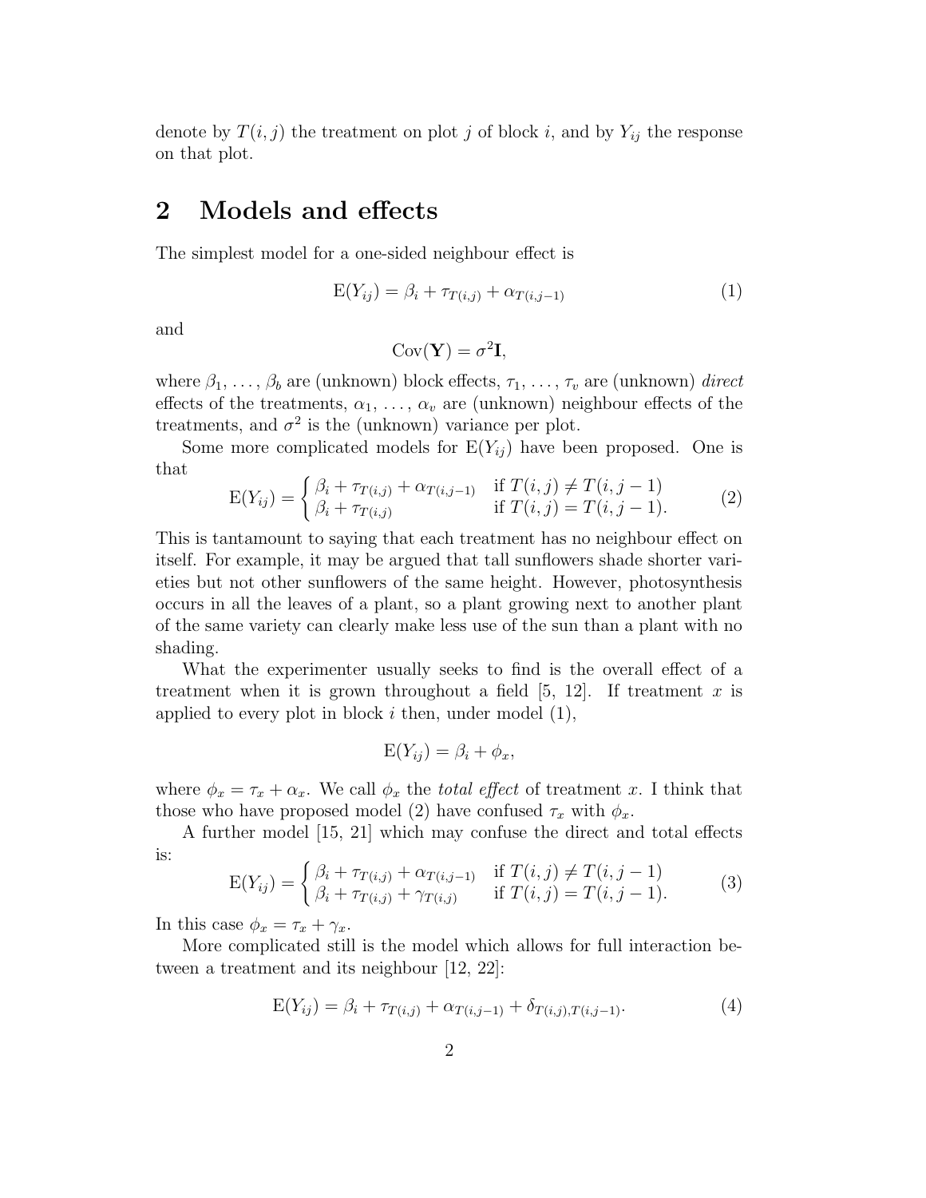denote by $T(i,j)$ the treatment on plot $j$ of block $i$, and by $Y_{ij}$ the response on that plot.

## 2 Models and effects

The simplest model for a one-sided neighbour effect is

$$\mathrm{E}(Y_{ij}) = \beta_i + \tau_{T(i,j)} + \alpha_{T(i,j-1)} \tag{1}$$

and

$$\mathrm{Cov}(\mathbf{Y}) = \sigma^2 \mathbf{I},$$

where $\beta_1, \ldots, \beta_b$ are (unknown) block effects, $\tau_1, \ldots, \tau_v$ are (unknown) *direct* effects of the treatments, $\alpha_1, \ldots, \alpha_v$ are (unknown) neighbour effects of the treatments, and $\sigma^2$ is the (unknown) variance per plot.

Some more complicated models for $\mathrm{E}(Y_{ij})$ have been proposed. One is that

$$\mathrm{E}(Y_{ij}) = \begin{cases} \beta_i + \tau_{T(i,j)} + \alpha_{T(i,j-1)} & \text{if } T(i,j) \neq T(i,j-1) \\ \beta_i + \tau_{T(i,j)} & \text{if } T(i,j) = T(i,j-1). \end{cases} \tag{2}$$

This is tantamount to saying that each treatment has no neighbour effect on itself. For example, it may be argued that tall sunflowers shade shorter varieties but not other sunflowers of the same height. However, photosynthesis occurs in all the leaves of a plant, so a plant growing next to another plant of the same variety can clearly make less use of the sun than a plant with no shading.

What the experimenter usually seeks to find is the overall effect of a treatment when it is grown throughout a field [5, 12]. If treatment $x$ is applied to every plot in block $i$ then, under model (1),

$$\mathrm{E}(Y_{ij}) = \beta_i + \phi_x,$$

where $\phi_x = \tau_x + \alpha_x$. We call $\phi_x$ the *total effect* of treatment $x$. I think that those who have proposed model (2) have confused $\tau_x$ with $\phi_x$.

A further model [15, 21] which may confuse the direct and total effects is:

$$\mathrm{E}(Y_{ij}) = \begin{cases} \beta_i + \tau_{T(i,j)} + \alpha_{T(i,j-1)} & \text{if } T(i,j) \neq T(i,j-1) \\ \beta_i + \tau_{T(i,j)} + \gamma_{T(i,j)} & \text{if } T(i,j) = T(i,j-1). \end{cases} \tag{3}$$

In this case $\phi_x = \tau_x + \gamma_x$.

More complicated still is the model which allows for full interaction between a treatment and its neighbour [12, 22]:

$$\mathrm{E}(Y_{ij}) = \beta_i + \tau_{T(i,j)} + \alpha_{T(i,j-1)} + \delta_{T(i,j),T(i,j-1)}. \tag{4}$$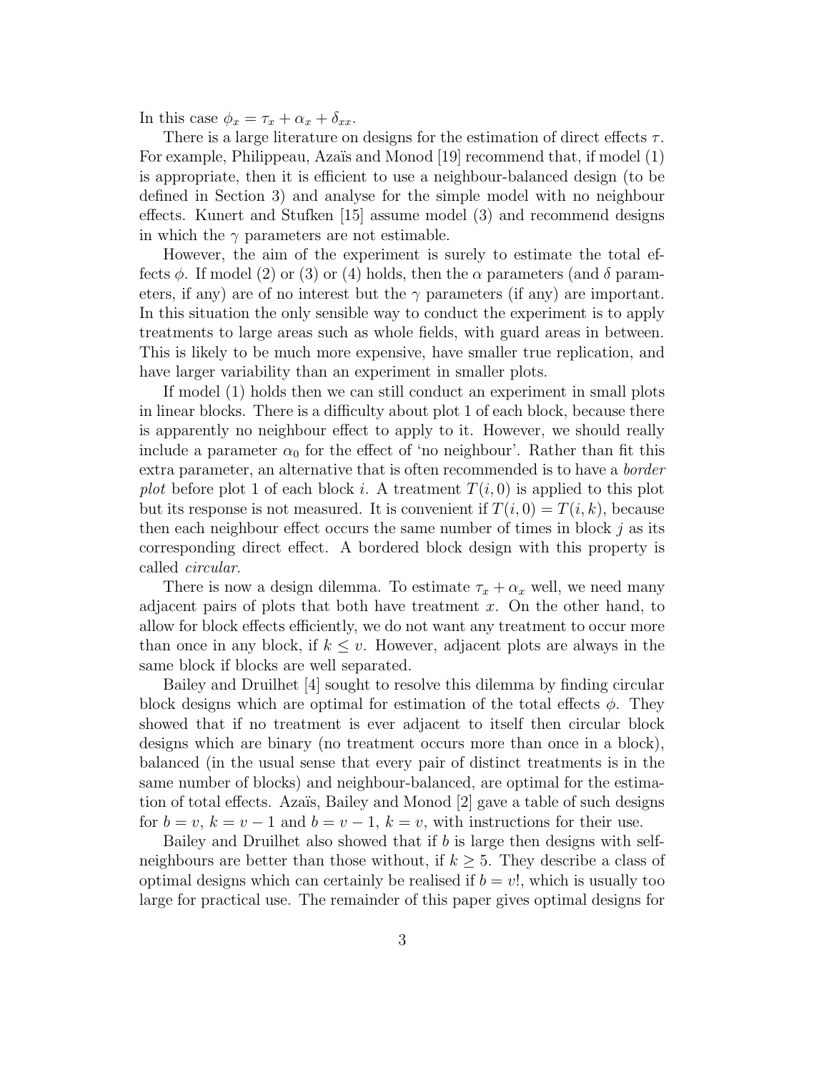In this case $\phi_x = \tau_x + \alpha_x + \delta_{xx}$.

There is a large literature on designs for the estimation of direct effects $\tau$. For example, Philippeau, Azaïs and Monod [19] recommend that, if model (1) is appropriate, then it is efficient to use a neighbour-balanced design (to be defined in Section 3) and analyse for the simple model with no neighbour effects. Kunert and Stufken [15] assume model (3) and recommend designs in which the $\gamma$ parameters are not estimable.

However, the aim of the experiment is surely to estimate the total effects $\phi$. If model (2) or (3) or (4) holds, then the $\alpha$ parameters (and $\delta$ parameters, if any) are of no interest but the $\gamma$ parameters (if any) are important. In this situation the only sensible way to conduct the experiment is to apply treatments to large areas such as whole fields, with guard areas in between. This is likely to be much more expensive, have smaller true replication, and have larger variability than an experiment in smaller plots.

If model (1) holds then we can still conduct an experiment in small plots in linear blocks. There is a difficulty about plot 1 of each block, because there is apparently no neighbour effect to apply to it. However, we should really include a parameter $\alpha_0$ for the effect of 'no neighbour'. Rather than fit this extra parameter, an alternative that is often recommended is to have a *border plot* before plot 1 of each block $i$. A treatment $T(i,0)$ is applied to this plot but its response is not measured. It is convenient if $T(i,0) = T(i,k)$, because then each neighbour effect occurs the same number of times in block $j$ as its corresponding direct effect. A bordered block design with this property is called *circular*.

There is now a design dilemma. To estimate $\tau_x + \alpha_x$ well, we need many adjacent pairs of plots that both have treatment $x$. On the other hand, to allow for block effects efficiently, we do not want any treatment to occur more than once in any block, if $k \leq v$. However, adjacent plots are always in the same block if blocks are well separated.

Bailey and Druilhet [4] sought to resolve this dilemma by finding circular block designs which are optimal for estimation of the total effects $\phi$. They showed that if no treatment is ever adjacent to itself then circular block designs which are binary (no treatment occurs more than once in a block), balanced (in the usual sense that every pair of distinct treatments is in the same number of blocks) and neighbour-balanced, are optimal for the estimation of total effects. Azaïs, Bailey and Monod [2] gave a table of such designs for $b = v$, $k = v - 1$ and $b = v - 1$, $k = v$, with instructions for their use.

Bailey and Druilhet also showed that if $b$ is large then designs with self-neighbours are better than those without, if $k \geq 5$. They describe a class of optimal designs which can certainly be realised if $b = v!$, which is usually too large for practical use. The remainder of this paper gives optimal designs for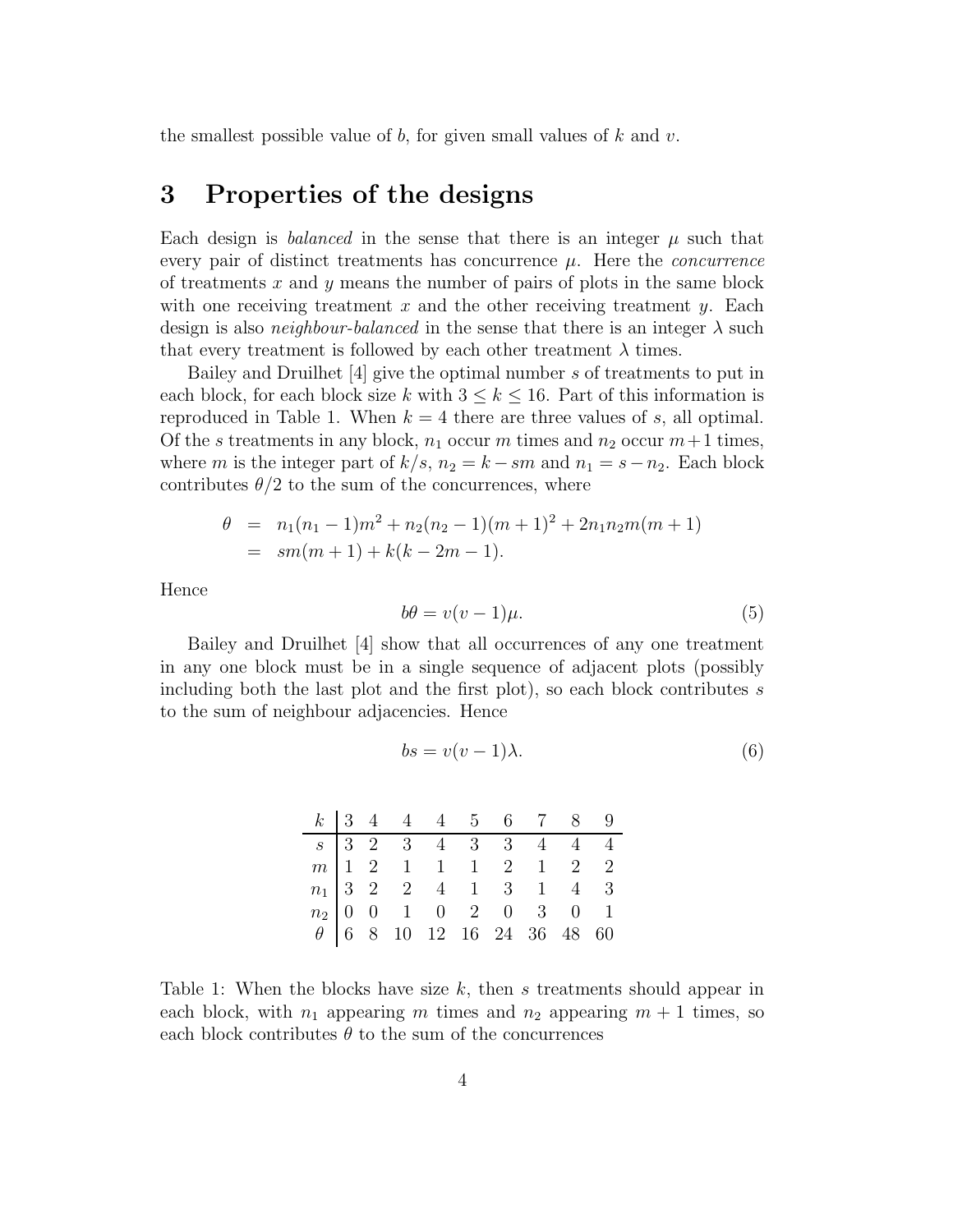the smallest possible value of $b$, for given small values of $k$ and $v$.

# 3 Properties of the designs

Each design is *balanced* in the sense that there is an integer $\mu$ such that every pair of distinct treatments has concurrence $\mu$. Here the *concurrence* of treatments $x$ and $y$ means the number of pairs of plots in the same block with one receiving treatment $x$ and the other receiving treatment $y$. Each design is also *neighbour-balanced* in the sense that there is an integer $\lambda$ such that every treatment is followed by each other treatment $\lambda$ times.

Bailey and Druilhet [4] give the optimal number $s$ of treatments to put in each block, for each block size $k$ with $3 \leq k \leq 16$. Part of this information is reproduced in Table 1. When $k = 4$ there are three values of $s$, all optimal. Of the $s$ treatments in any block, $n_1$ occur $m$ times and $n_2$ occur $m+1$ times, where $m$ is the integer part of $k/s$, $n_2 = k - sm$ and $n_1 = s - n_2$. Each block contributes $\theta/2$ to the sum of the concurrences, where

$$
\begin{aligned}
\theta &= n_1(n_1-1)m^2 + n_2(n_2-1)(m+1)^2 + 2n_1n_2m(m+1) \\
&= sm(m+1) + k(k-2m-1).
\end{aligned}
$$

Hence

$$
b\theta = v(v-1)\mu. \tag{5}
$$

Bailey and Druilhet [4] show that all occurrences of any one treatment in any one block must be in a single sequence of adjacent plots (possibly including both the last plot and the first plot), so each block contributes $s$ to the sum of neighbour adjacencies. Hence

$$
bs = v(v-1)\lambda. \tag{6}
$$

| $k$ | 3 | 4 | 4 | 4 | 5 | 6 | 7 | 8 | 9 |
|---|---|---|---|---|---|---|---|---|---|
| $s$ | 3 | 2 | 3 | 4 | 3 | 3 | 4 | 4 | 4 |
| $m$ | 1 | 2 | 1 | 1 | 1 | 2 | 1 | 2 | 2 |
| $n_1$ | 3 | 2 | 2 | 4 | 1 | 3 | 1 | 4 | 3 |
| $n_2$ | 0 | 0 | 1 | 0 | 2 | 0 | 3 | 0 | 1 |
| $\theta$ | 6 | 8 | 10 | 12 | 16 | 24 | 36 | 48 | 60 |

Table 1: When the blocks have size $k$, then $s$ treatments should appear in each block, with $n_1$ appearing $m$ times and $n_2$ appearing $m+1$ times, so each block contributes $\theta$ to the sum of the concurrences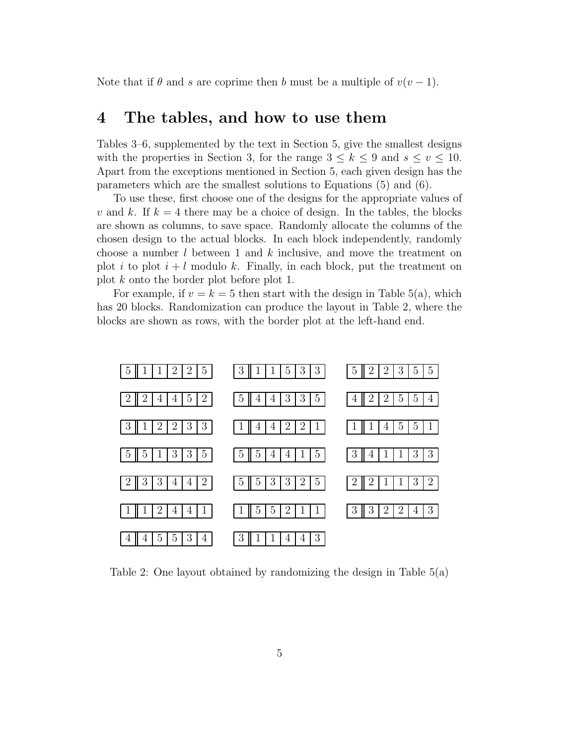Note that if $\theta$ and $s$ are coprime then $b$ must be a multiple of $v(v-1)$.

## 4 The tables, and how to use them

Tables 3–6, supplemented by the text in Section 5, give the smallest designs with the properties in Section 3, for the range $3 \leq k \leq 9$ and $s \leq v \leq 10$. Apart from the exceptions mentioned in Section 5, each given design has the parameters which are the smallest solutions to Equations (5) and (6).

To use these, first choose one of the designs for the appropriate values of $v$ and $k$. If $k = 4$ there may be a choice of design. In the tables, the blocks are shown as columns, to save space. Randomly allocate the columns of the chosen design to the actual blocks. In each block independently, randomly choose a number $l$ between 1 and $k$ inclusive, and move the treatment on plot $i$ to plot $i + l$ modulo $k$. Finally, in each block, put the treatment on plot $k$ onto the border plot before plot 1.

For example, if $v = k = 5$ then start with the design in Table 5(a), which has 20 blocks. Randomization can produce the layout in Table 2, where the blocks are shown as rows, with the border plot at the left-hand end.

| Border | 1 | 2 | 3 | 4 | 5 |
|---|---|---|---|---|---|
| 5 | 1 | 1 | 2 | 2 | 5 |
| 2 | 2 | 4 | 4 | 5 | 2 |
| 3 | 1 | 2 | 2 | 3 | 3 |
| 5 | 5 | 1 | 3 | 3 | 5 |
| 2 | 3 | 3 | 4 | 4 | 2 |
| 1 | 1 | 2 | 4 | 4 | 1 |
| 4 | 4 | 5 | 5 | 3 | 4 |
| 3 | 1 | 1 | 5 | 3 | 3 |
| 5 | 4 | 4 | 3 | 3 | 5 |
| 1 | 4 | 4 | 2 | 2 | 1 |
| 5 | 5 | 4 | 4 | 1 | 5 |
| 5 | 5 | 3 | 3 | 2 | 5 |
| 1 | 5 | 5 | 2 | 1 | 1 |
| 3 | 1 | 1 | 4 | 4 | 3 |
| 5 | 2 | 2 | 3 | 5 | 5 |
| 4 | 2 | 2 | 5 | 5 | 4 |
| 1 | 1 | 4 | 5 | 5 | 1 |
| 3 | 4 | 1 | 1 | 3 | 3 |
| 2 | 2 | 1 | 1 | 3 | 2 |
| 3 | 3 | 2 | 2 | 4 | 3 |

Table 2: One layout obtained by randomizing the design in Table 5(a)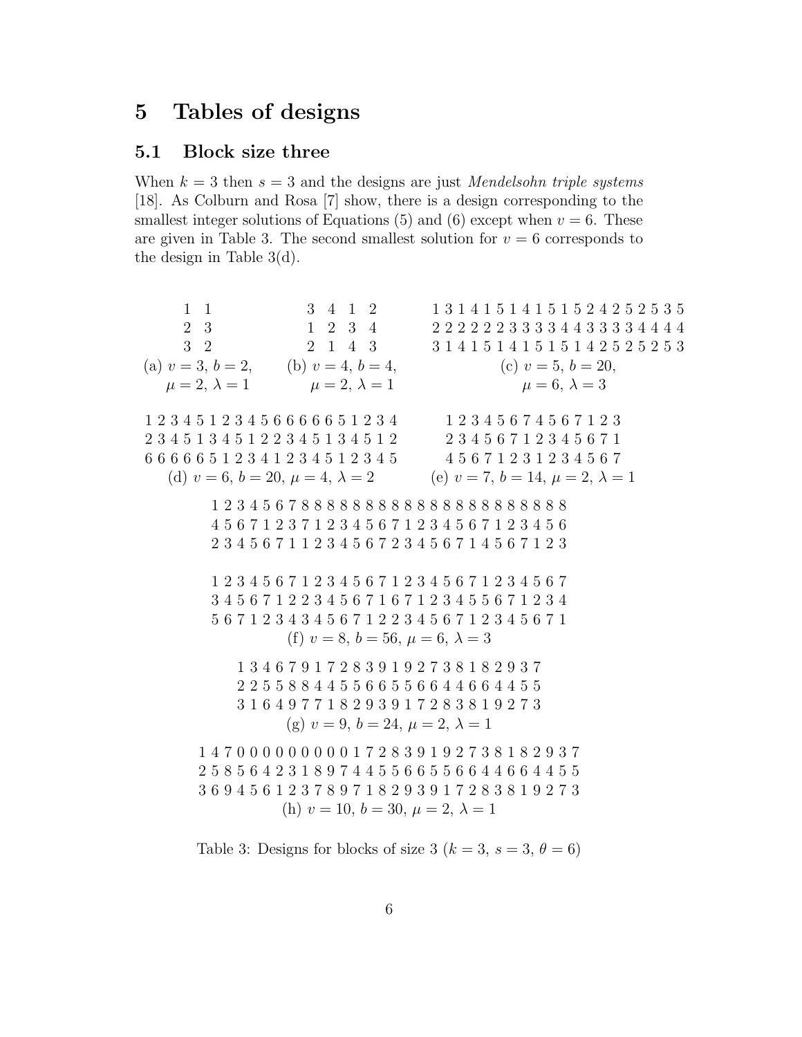## 5 Tables of designs

### 5.1 Block size three

When $k = 3$ then $s = 3$ and the designs are just *Mendelsohn triple systems* [18]. As Colburn and Rosa [7] show, there is a design corresponding to the smallest integer solutions of Equations (5) and (6) except when $v = 6$. These are given in Table 3. The second smallest solution for $v = 6$ corresponds to the design in Table 3(d).

```
1 1
2 3
3 2
```
(a) $v = 3$, $b = 2$, $\mu = 2$, $\lambda = 1$

```
3 4 1 2
1 2 3 4
2 1 4 3
```
(b) $v = 4$, $b = 4$, $\mu = 2$, $\lambda = 1$

```
1 3 1 4 1 5 1 4 1 5 1 5 2 4 2 5 2 5 3 5
2 2 2 2 2 2 3 3 3 3 4 4 3 3 3 3 4 4 4 4
3 1 4 1 5 1 4 1 5 1 5 1 4 2 5 2 5 2 5 3
```
(c) $v = 5$, $b = 20$, $\mu = 6$, $\lambda = 3$

```
1 2 3 4 5 1 2 3 4 5 6 6 6 6 6 6 5 1 2 3 4
2 3 4 5 1 3 4 5 1 2 2 3 4 5 1 3 4 5 1 2
6 6 6 6 6 5 1 2 3 4 1 2 3 4 5 1 2 3 4 5
```
(d) $v = 6$, $b = 20$, $\mu = 4$, $\lambda = 2$

```
1 2 3 4 5 6 7 4 5 6 7 1 2 3
2 3 4 5 6 7 1 2 3 4 5 6 7 1
4 5 6 7 1 2 3 1 2 3 4 5 6 7
```
(e) $v = 7$, $b = 14$, $\mu = 2$, $\lambda = 1$

```
1 2 3 4 5 6 7 8 8 8 8 8 8 8 8 8 8 8 8 8 8 8 8 8 8 8 8 8
4 5 6 7 1 2 3 7 1 2 3 4 5 6 7 1 2 3 4 5 6 7 1 2 3 4 5 6
2 3 4 5 6 7 1 1 2 3 4 5 6 7 2 3 4 5 6 7 1 4 5 6 7 1 2 3

1 2 3 4 5 6 7 1 2 3 4 5 6 7 1 2 3 4 5 6 7 1 2 3 4 5 6 7
3 4 5 6 7 1 2 2 3 4 5 6 7 1 6 7 1 2 3 4 5 5 6 7 1 2 3 4
5 6 7 1 2 3 4 3 4 5 6 7 1 2 2 3 4 5 6 7 1 2 3 4 5 6 7 1
```
(f) $v = 8$, $b = 56$, $\mu = 6$, $\lambda = 3$

```
1 3 4 6 7 9 1 7 2 8 3 9 1 9 2 7 3 8 1 8 2 9 3 7
2 2 5 5 8 8 4 4 5 5 6 6 5 5 6 6 4 4 6 6 4 4 5 5
3 1 6 4 9 7 7 1 8 2 9 3 9 1 7 2 8 3 8 1 9 2 7 3
```
(g) $v = 9$, $b = 24$, $\mu = 2$, $\lambda = 1$

```
1 4 7 0 0 0 0 0 0 0 0 0 1 7 2 8 3 9 1 9 2 7 3 8 1 8 2 9 3 7
2 5 8 5 6 4 2 3 1 8 9 7 4 4 5 5 6 6 5 5 6 6 4 4 6 6 4 4 5 5
3 6 9 4 5 6 1 2 3 7 8 9 7 1 8 2 9 3 9 1 7 2 8 3 8 1 9 2 7 3
```
(h) $v = 10$, $b = 30$, $\mu = 2$, $\lambda = 1$

Table 3: Designs for blocks of size 3 ($k = 3$, $s = 3$, $\theta = 6$)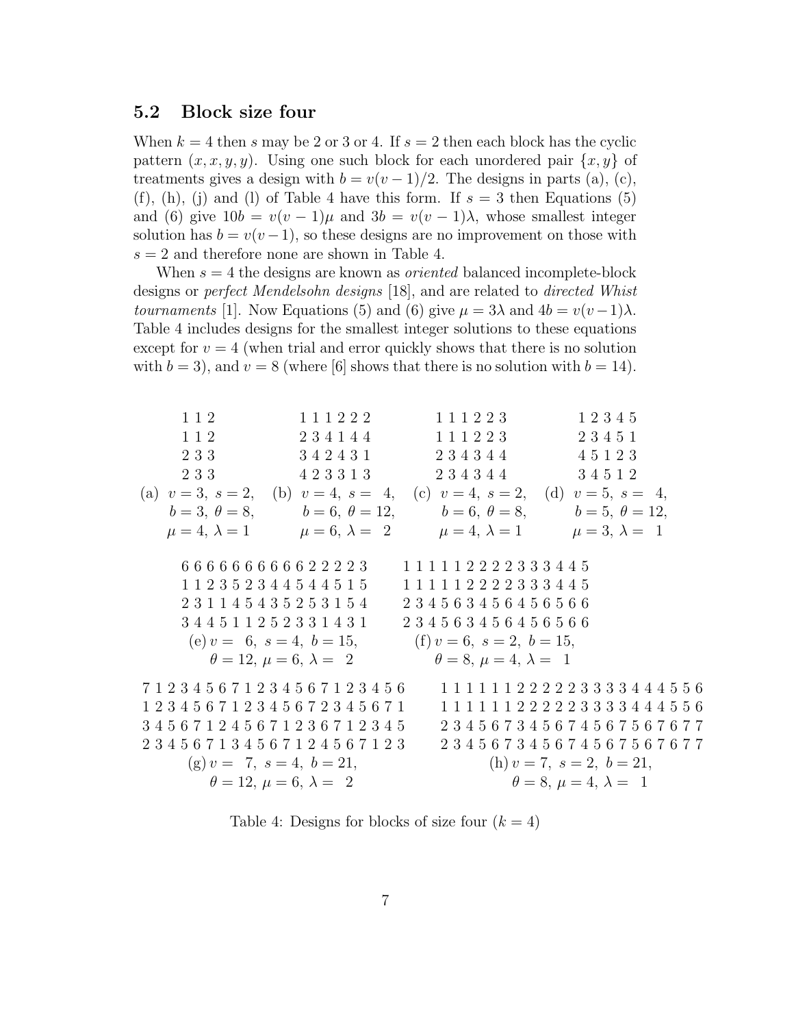## 5.2 Block size four

When $k = 4$ then $s$ may be 2 or 3 or 4. If $s = 2$ then each block has the cyclic pattern $(x, x, y, y)$. Using one such block for each unordered pair $\{x, y\}$ of treatments gives a design with $b = v(v-1)/2$. The designs in parts (a), (c), (f), (h), (j) and (l) of Table 4 have this form. If $s = 3$ then Equations (5) and (6) give $10b = v(v-1)\mu$ and $3b = v(v-1)\lambda$, whose smallest integer solution has $b = v(v-1)$, so these designs are no improvement on those with $s = 2$ and therefore none are shown in Table 4.

When $s = 4$ the designs are known as *oriented* balanced incomplete-block designs or *perfect Mendelsohn designs* [18], and are related to *directed Whist tournaments* [1]. Now Equations (5) and (6) give $\mu = 3\lambda$ and $4b = v(v-1)\lambda$. Table 4 includes designs for the smallest integer solutions to these equations except for $v = 4$ (when trial and error quickly shows that there is no solution with $b = 3$), and $v = 8$ (where [6] shows that there is no solution with $b = 14$).

(a) $v = 3,\ s = 2,\ b = 3,\ \theta = 8,\ \mu = 4,\ \lambda = 1$

```
1 1 2
1 1 2
2 3 3
2 3 3
```

(b) $v = 4,\ s = 4,\ b = 6,\ \theta = 12,\ \mu = 6,\ \lambda = 2$

```
1 1 1 2 2 2
2 3 4 1 4 4
3 4 2 4 3 1
4 2 3 3 1 3
```

(c) $v = 4,\ s = 2,\ b = 6,\ \theta = 8,\ \mu = 4,\ \lambda = 1$

```
1 1 1 2 2 3
1 1 1 2 2 3
2 3 4 3 4 4
2 3 4 3 4 4
```

(d) $v = 5,\ s = 4,\ b = 5,\ \theta = 12,\ \mu = 3,\ \lambda = 1$

```
1 2 3 4 5
2 3 4 5 1
4 5 1 2 3
3 4 5 1 2
```

(e) $v = 6,\ s = 4,\ b = 15,\ \theta = 12,\ \mu = 6,\ \lambda = 2$

```
6 6 6 6 6 6 6 6 6 6 2 2 2 2 3
1 1 2 3 5 2 3 4 4 5 4 4 5 1 5
2 3 1 1 4 5 4 3 5 2 5 3 1 5 4
3 4 4 5 1 1 2 5 2 3 3 1 4 3 1
```

(f) $v = 6,\ s = 2,\ b = 15,\ \theta = 8,\ \mu = 4,\ \lambda = 1$

```
1 1 1 1 1 2 2 2 2 3 3 3 4 4 5
1 1 1 1 1 2 2 2 2 3 3 3 4 4 5
2 3 4 5 6 3 4 5 6 4 5 6 5 6 6
2 3 4 5 6 3 4 5 6 4 5 6 5 6 6
```

(g) $v = 7,\ s = 4,\ b = 21,\ \theta = 12,\ \mu = 6,\ \lambda = 2$

```
7 1 2 3 4 5 6 7 1 2 3 4 5 6 7 1 2 3 4 5 6
1 2 3 4 5 6 7 1 2 3 4 5 6 7 2 3 4 5 6 7 1
3 4 5 6 7 1 2 4 5 6 7 1 2 3 6 7 1 2 3 4 5
2 3 4 5 6 7 1 3 4 5 6 7 1 2 4 5 6 7 1 2 3
```

(h) $v = 7,\ s = 2,\ b = 21,\ \theta = 8,\ \mu = 4,\ \lambda = 1$

```
1 1 1 1 1 1 2 2 2 2 2 3 3 3 3 4 4 4 5 5 6
1 1 1 1 1 1 2 2 2 2 2 3 3 3 3 4 4 4 5 5 6
2 3 4 5 6 7 3 4 5 6 7 4 5 6 7 5 6 7 6 7 7
2 3 4 5 6 7 3 4 5 6 7 4 5 6 7 5 6 7 6 7 7
```

Table 4: Designs for blocks of size four ($k = 4$)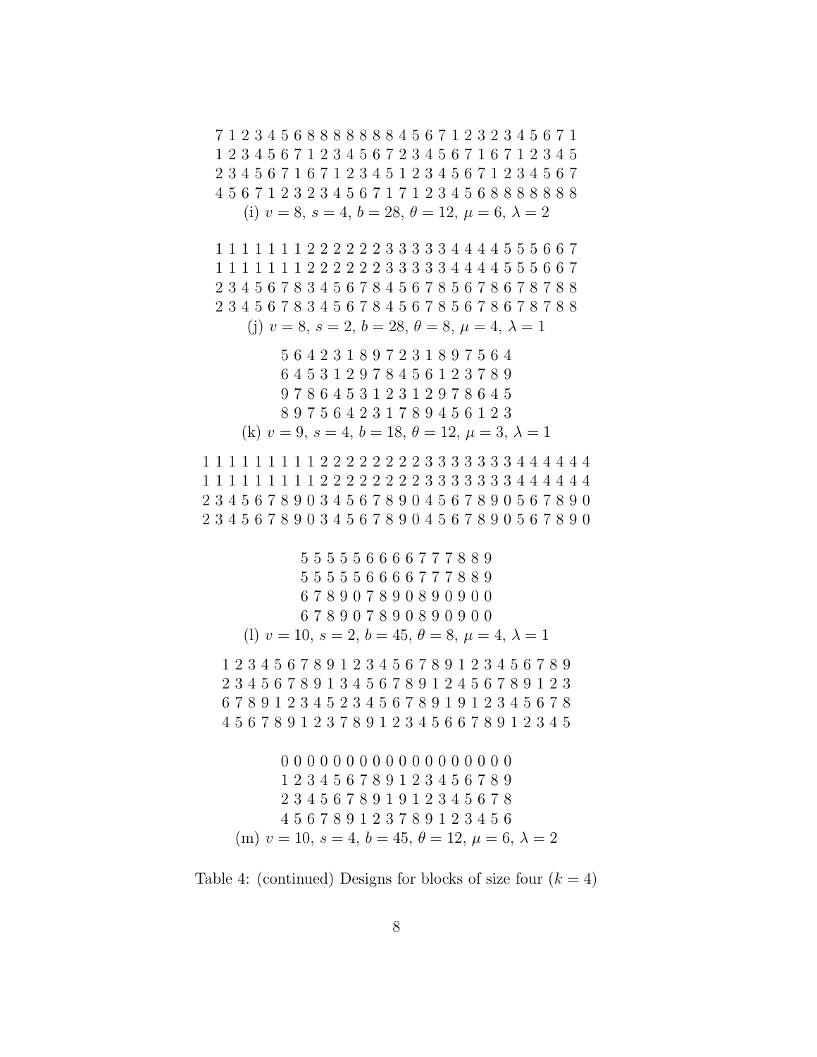7 1 2 3 4 5 6 8 8 8 8 8 8 8 4 5 6 7 1 2 3 2 3 4 5 6 7 1
1 2 3 4 5 6 7 1 2 3 4 5 6 7 2 3 4 5 6 7 1 6 7 1 2 3 4 5
2 3 4 5 6 7 1 6 7 1 2 3 4 5 1 2 3 4 5 6 7 1 2 3 4 5 6 7
4 5 6 7 1 2 3 2 3 4 5 6 7 1 7 1 2 3 4 5 6 8 8 8 8 8 8 8

(i) $v = 8$, $s = 4$, $b = 28$, $\theta = 12$, $\mu = 6$, $\lambda = 2$

1 1 1 1 1 1 1 2 2 2 2 2 2 3 3 3 3 3 4 4 4 4 5 5 5 6 6 7
1 1 1 1 1 1 1 2 2 2 2 2 2 3 3 3 3 3 4 4 4 4 5 5 5 6 6 7
2 3 4 5 6 7 8 3 4 5 6 7 8 4 5 6 7 8 5 6 7 8 6 7 8 7 8 8
2 3 4 5 6 7 8 3 4 5 6 7 8 4 5 6 7 8 5 6 7 8 6 7 8 7 8 8

(j) $v = 8$, $s = 2$, $b = 28$, $\theta = 8$, $\mu = 4$, $\lambda = 1$

5 6 4 2 3 1 8 9 7 2 3 1 8 9 7 5 6 4
6 4 5 3 1 2 9 7 8 4 5 6 1 2 3 7 8 9
9 7 8 6 4 5 3 1 2 3 1 2 9 7 8 6 4 5
8 9 7 5 6 4 2 3 1 7 8 9 4 5 6 1 2 3

(k) $v = 9$, $s = 4$, $b = 18$, $\theta = 12$, $\mu = 3$, $\lambda = 1$

1 1 1 1 1 1 1 1 1 2 2 2 2 2 2 2 2 3 3 3 3 3 3 3 4 4 4 4 4 4
1 1 1 1 1 1 1 1 1 2 2 2 2 2 2 2 2 3 3 3 3 3 3 3 4 4 4 4 4 4
2 3 4 5 6 7 8 9 0 3 4 5 6 7 8 9 0 4 5 6 7 8 9 0 5 6 7 8 9 0
2 3 4 5 6 7 8 9 0 3 4 5 6 7 8 9 0 4 5 6 7 8 9 0 5 6 7 8 9 0

5 5 5 5 5 6 6 6 6 7 7 7 8 8 9
5 5 5 5 5 6 6 6 6 7 7 7 8 8 9
6 7 8 9 0 7 8 9 0 8 9 0 9 0 0
6 7 8 9 0 7 8 9 0 8 9 0 9 0 0

(l) $v = 10$, $s = 2$, $b = 45$, $\theta = 8$, $\mu = 4$, $\lambda = 1$

1 2 3 4 5 6 7 8 9 1 2 3 4 5 6 7 8 9 1 2 3 4 5 6 7 8 9
2 3 4 5 6 7 8 9 1 3 4 5 6 7 8 9 1 2 4 5 6 7 8 9 1 2 3
6 7 8 9 1 2 3 4 5 2 3 4 5 6 7 8 9 1 9 1 2 3 4 5 6 7 8
4 5 6 7 8 9 1 2 3 7 8 9 1 2 3 4 5 6 6 7 8 9 1 2 3 4 5

0 0 0 0 0 0 0 0 0 0 0 0 0 0 0 0 0 0
1 2 3 4 5 6 7 8 9 1 2 3 4 5 6 7 8 9
2 3 4 5 6 7 8 9 1 9 1 2 3 4 5 6 7 8
4 5 6 7 8 9 1 2 3 7 8 9 1 2 3 4 5 6

(m) $v = 10$, $s = 4$, $b = 45$, $\theta = 12$, $\mu = 6$, $\lambda = 2$

Table 4: (continued) Designs for blocks of size four ($k = 4$)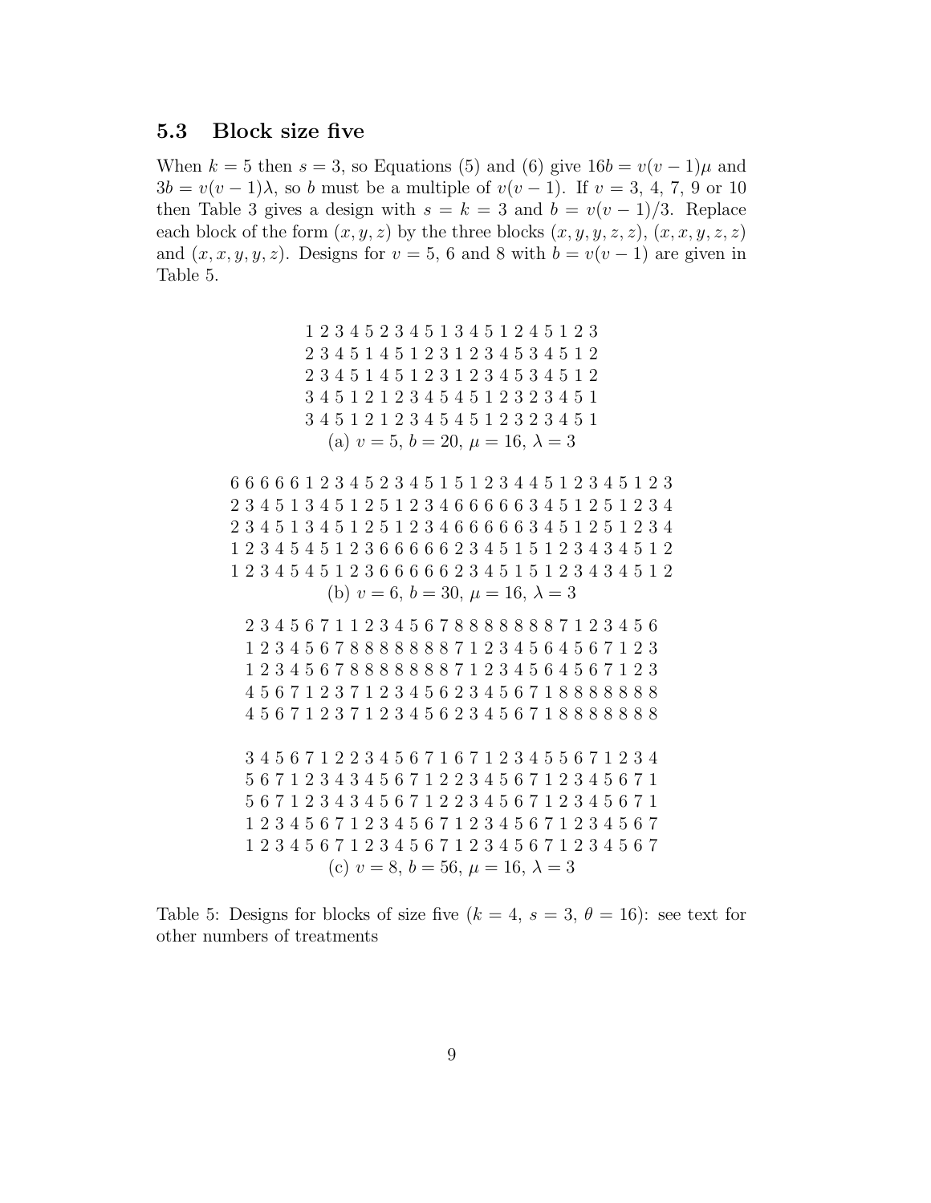### 5.3 Block size five

When $k = 5$ then $s = 3$, so Equations (5) and (6) give $16b = v(v-1)\mu$ and $3b = v(v-1)\lambda$, so $b$ must be a multiple of $v(v-1)$. If $v = 3$, 4, 7, 9 or 10 then Table 3 gives a design with $s = k = 3$ and $b = v(v-1)/3$. Replace each block of the form $(x, y, z)$ by the three blocks $(x, y, y, z, z)$, $(x, x, y, z, z)$ and $(x, x, y, y, z)$. Designs for $v = 5$, 6 and 8 with $b = v(v-1)$ are given in Table 5.

```
1 2 3 4 5 2 3 4 5 1 3 4 5 1 2 4 5 1 2 3
2 3 4 5 1 4 5 1 2 3 1 2 3 4 5 3 4 5 1 2
2 3 4 5 1 4 5 1 2 3 1 2 3 4 5 3 4 5 1 2
3 4 5 1 2 1 2 3 4 5 4 5 1 2 3 2 3 4 5 1
3 4 5 1 2 1 2 3 4 5 4 5 1 2 3 2 3 4 5 1
```

(a) $v = 5$, $b = 20$, $\mu = 16$, $\lambda = 3$

```
6 6 6 6 6 1 2 3 4 5 2 3 4 5 1 5 1 2 3 4 4 5 1 2 3 4 5 1 2 3
2 3 4 5 1 3 4 5 1 2 5 1 2 3 4 6 6 6 6 6 3 4 5 1 2 5 1 2 3 4
2 3 4 5 1 3 4 5 1 2 5 1 2 3 4 6 6 6 6 6 3 4 5 1 2 5 1 2 3 4
1 2 3 4 5 4 5 1 2 3 6 6 6 6 6 2 3 4 5 1 5 1 2 3 4 3 4 5 1 2
1 2 3 4 5 4 5 1 2 3 6 6 6 6 6 2 3 4 5 1 5 1 2 3 4 3 4 5 1 2
```

(b) $v = 6$, $b = 30$, $\mu = 16$, $\lambda = 3$

```
2 3 4 5 6 7 1 1 2 3 4 5 6 7 8 8 8 8 8 8 8 7 1 2 3 4 5 6
1 2 3 4 5 6 7 8 8 8 8 8 8 8 7 1 2 3 4 5 6 4 5 6 7 1 2 3
1 2 3 4 5 6 7 8 8 8 8 8 8 8 7 1 2 3 4 5 6 4 5 6 7 1 2 3
4 5 6 7 1 2 3 7 1 2 3 4 5 6 2 3 4 5 6 7 1 8 8 8 8 8 8 8
4 5 6 7 1 2 3 7 1 2 3 4 5 6 2 3 4 5 6 7 1 8 8 8 8 8 8 8

3 4 5 6 7 1 2 2 3 4 5 6 7 1 6 7 1 2 3 4 5 5 6 7 1 2 3 4
5 6 7 1 2 3 4 3 4 5 6 7 1 2 2 3 4 5 6 7 1 2 3 4 5 6 7 1
5 6 7 1 2 3 4 3 4 5 6 7 1 2 2 3 4 5 6 7 1 2 3 4 5 6 7 1
1 2 3 4 5 6 7 1 2 3 4 5 6 7 1 2 3 4 5 6 7 1 2 3 4 5 6 7
1 2 3 4 5 6 7 1 2 3 4 5 6 7 1 2 3 4 5 6 7 1 2 3 4 5 6 7
```

(c) $v = 8$, $b = 56$, $\mu = 16$, $\lambda = 3$

Table 5: Designs for blocks of size five ($k = 4$, $s = 3$, $\theta = 16$): see text for other numbers of treatments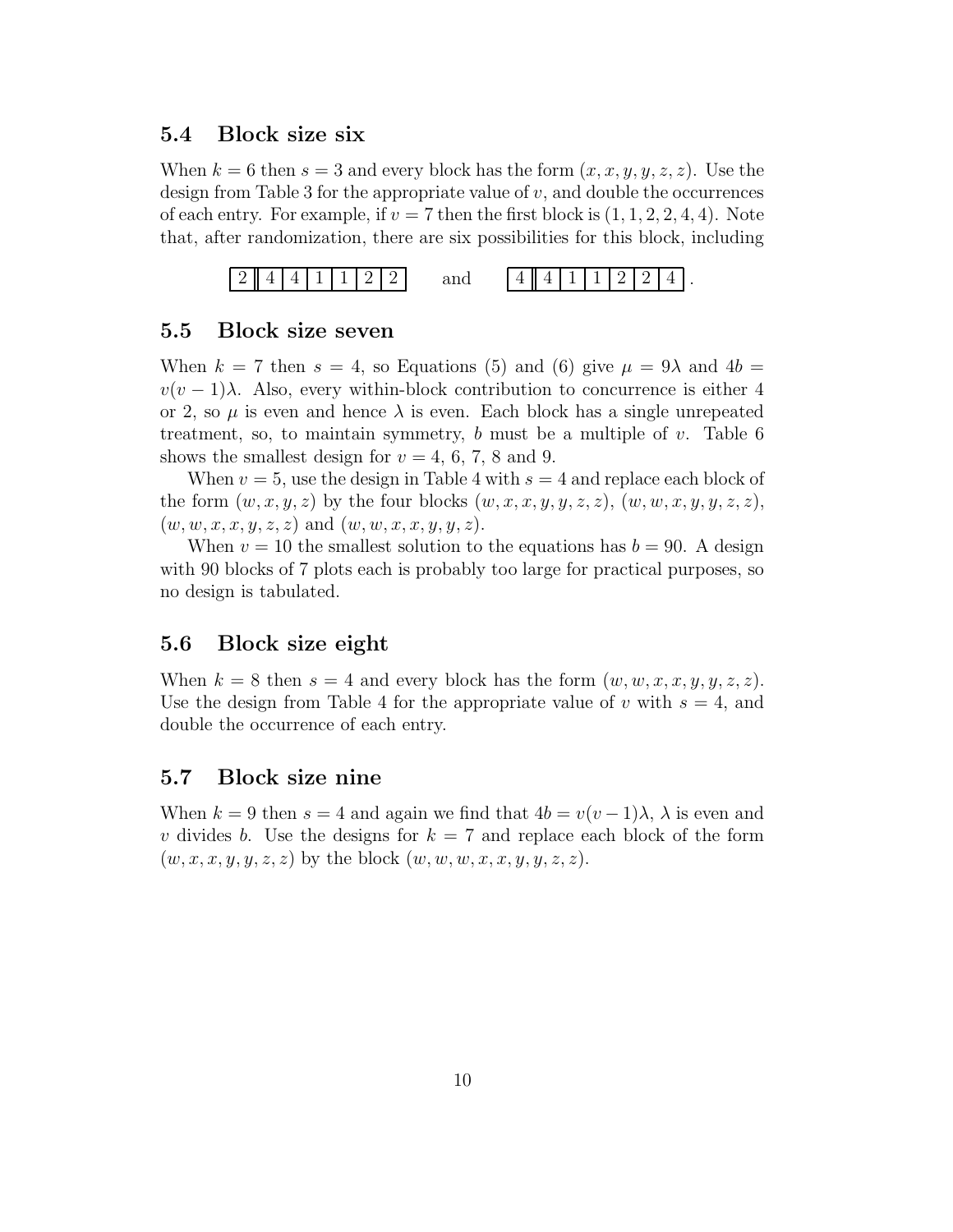## 5.4 Block size six

When $k = 6$ then $s = 3$ and every block has the form $(x, x, y, y, z, z)$. Use the design from Table 3 for the appropriate value of $v$, and double the occurrences of each entry. For example, if $v = 7$ then the first block is $(1, 1, 2, 2, 4, 4)$. Note that, after randomization, there are six possibilities for this block, including

| 2 | 4 | 4 | 1 | 1 | 2 | 2 |
|---|---|---|---|---|---|---|

and

| 4 | 4 | 1 | 1 | 2 | 2 | 4 |
|---|---|---|---|---|---|---|

.

## 5.5 Block size seven

When $k = 7$ then $s = 4$, so Equations (5) and (6) give $\mu = 9\lambda$ and $4b = v(v-1)\lambda$. Also, every within-block contribution to concurrence is either 4 or 2, so $\mu$ is even and hence $\lambda$ is even. Each block has a single unrepeated treatment, so, to maintain symmetry, $b$ must be a multiple of $v$. Table 6 shows the smallest design for $v = 4$, 6, 7, 8 and 9.

When $v = 5$, use the design in Table 4 with $s = 4$ and replace each block of the form $(w, x, y, z)$ by the four blocks $(w, x, x, y, y, z, z)$, $(w, w, x, y, y, z, z)$, $(w, w, x, x, y, z, z)$ and $(w, w, x, x, y, y, z)$.

When $v = 10$ the smallest solution to the equations has $b = 90$. A design with 90 blocks of 7 plots each is probably too large for practical purposes, so no design is tabulated.

## 5.6 Block size eight

When $k = 8$ then $s = 4$ and every block has the form $(w, w, x, x, y, y, z, z)$. Use the design from Table 4 for the appropriate value of $v$ with $s = 4$, and double the occurrence of each entry.

## 5.7 Block size nine

When $k = 9$ then $s = 4$ and again we find that $4b = v(v-1)\lambda$, $\lambda$ is even and $v$ divides $b$. Use the designs for $k = 7$ and replace each block of the form $(w, x, x, y, y, z, z)$ by the block $(w, w, w, x, x, y, y, z, z)$.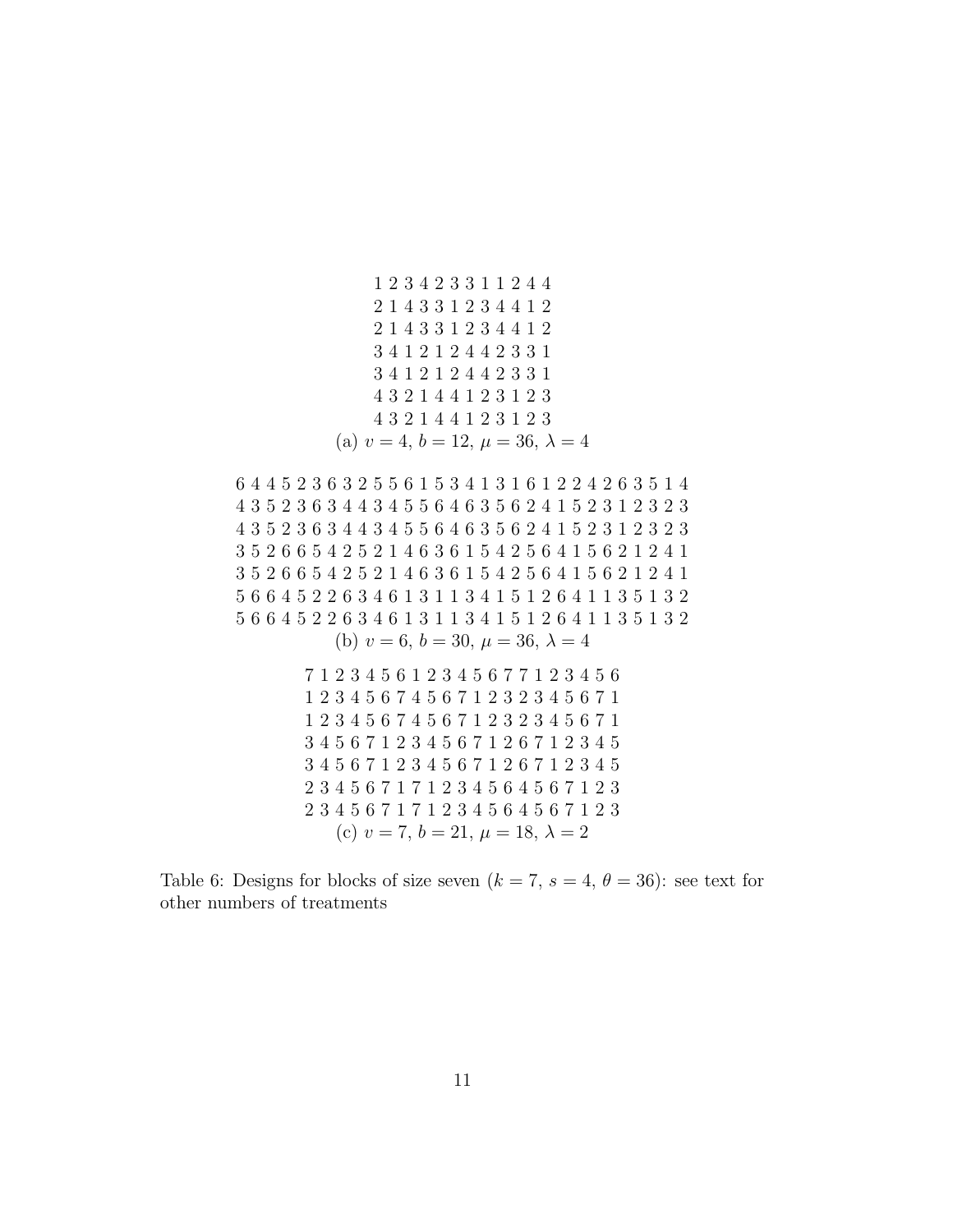```
1 2 3 4 2 3 3 1 1 2 4 4
2 1 4 3 3 1 2 3 4 4 1 2
2 1 4 3 3 1 2 3 4 4 1 2
3 4 1 2 1 2 4 4 2 3 3 1
3 4 1 2 1 2 4 4 2 3 3 1
4 3 2 1 4 4 1 2 3 1 2 3
4 3 2 1 4 4 1 2 3 1 2 3
```

(a) $v = 4$, $b = 12$, $\mu = 36$, $\lambda = 4$

```
6 4 4 5 2 3 6 3 2 5 5 6 1 5 3 4 1 3 1 6 1 2 2 4 2 6 3 5 1 4
4 3 5 2 3 6 3 4 4 3 4 5 5 6 4 6 3 5 6 2 4 1 5 2 3 1 2 3 2 3
4 3 5 2 3 6 3 4 4 3 4 5 5 6 4 6 3 5 6 2 4 1 5 2 3 1 2 3 2 3
3 5 2 6 6 5 4 2 5 2 1 4 6 3 6 1 5 4 2 5 6 4 1 5 6 2 1 2 4 1
3 5 2 6 6 5 4 2 5 2 1 4 6 3 6 1 5 4 2 5 6 4 1 5 6 2 1 2 4 1
5 6 6 4 5 2 2 6 3 4 6 1 3 1 1 3 4 1 5 1 2 6 4 1 1 3 5 1 3 2
5 6 6 4 5 2 2 6 3 4 6 1 3 1 1 3 4 1 5 1 2 6 4 1 1 3 5 1 3 2
```

(b) $v = 6$, $b = 30$, $\mu = 36$, $\lambda = 4$

```
7 1 2 3 4 5 6 1 2 3 4 5 6 7 7 1 2 3 4 5 6
1 2 3 4 5 6 7 4 5 6 7 1 2 3 2 3 4 5 6 7 1
1 2 3 4 5 6 7 4 5 6 7 1 2 3 2 3 4 5 6 7 1
3 4 5 6 7 1 2 3 4 5 6 7 1 2 6 7 1 2 3 4 5
3 4 5 6 7 1 2 3 4 5 6 7 1 2 6 7 1 2 3 4 5
2 3 4 5 6 7 1 7 1 2 3 4 5 6 4 5 6 7 1 2 3
2 3 4 5 6 7 1 7 1 2 3 4 5 6 4 5 6 7 1 2 3
```

(c) $v = 7$, $b = 21$, $\mu = 18$, $\lambda = 2$

Table 6: Designs for blocks of size seven ($k = 7$, $s = 4$, $\theta = 36$): see text for other numbers of treatments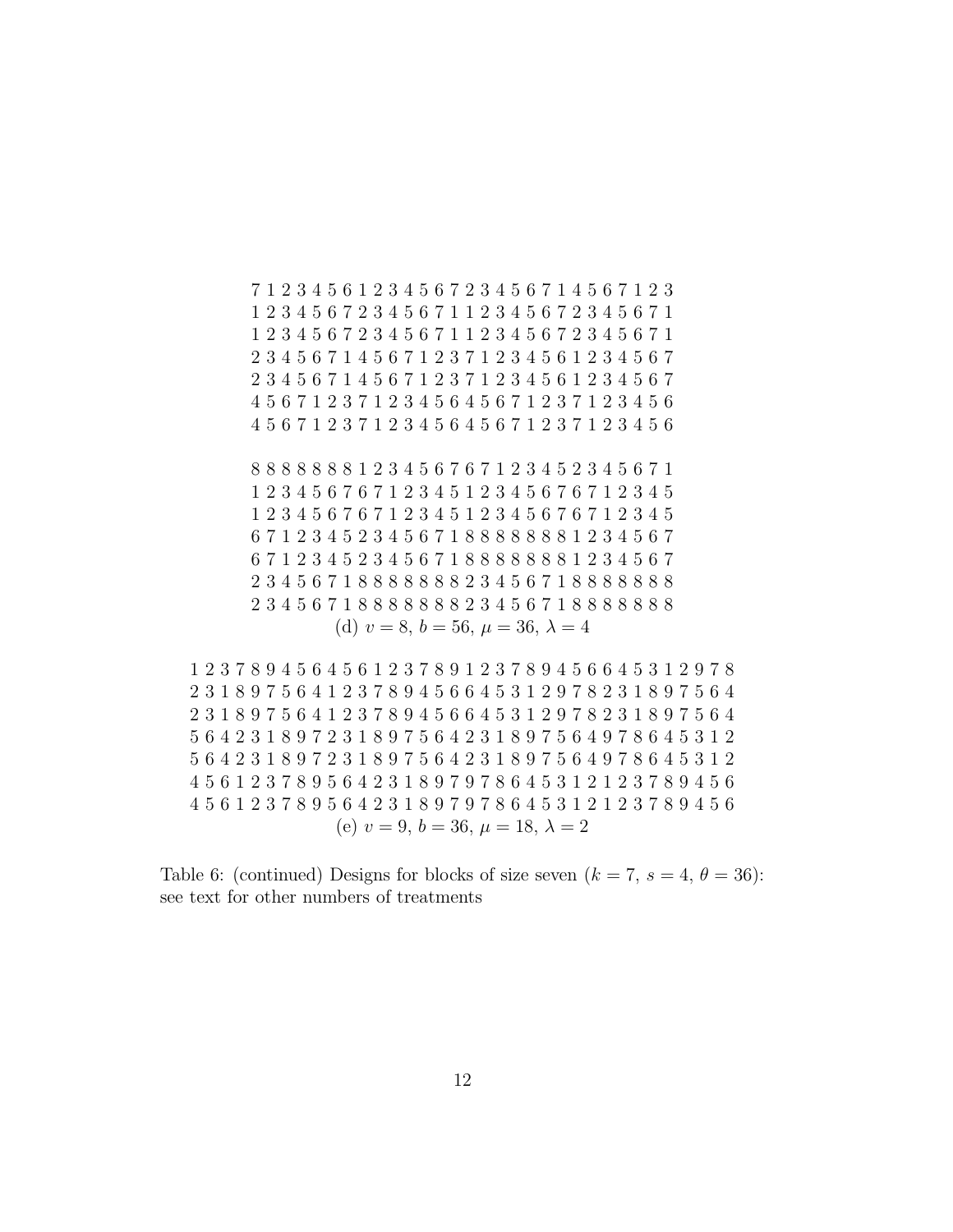```
7 1 2 3 4 5 6 1 2 3 4 5 6 7 2 3 4 5 6 7 1 4 5 6 7 1 2 3
1 2 3 4 5 6 7 2 3 4 5 6 7 1 1 2 3 4 5 6 7 2 3 4 5 6 7 1
1 2 3 4 5 6 7 2 3 4 5 6 7 1 1 2 3 4 5 6 7 2 3 4 5 6 7 1
2 3 4 5 6 7 1 4 5 6 7 1 2 3 7 1 2 3 4 5 6 1 2 3 4 5 6 7
2 3 4 5 6 7 1 4 5 6 7 1 2 3 7 1 2 3 4 5 6 1 2 3 4 5 6 7
4 5 6 7 1 2 3 7 1 2 3 4 5 6 4 5 6 7 1 2 3 7 1 2 3 4 5 6
4 5 6 7 1 2 3 7 1 2 3 4 5 6 4 5 6 7 1 2 3 7 1 2 3 4 5 6

8 8 8 8 8 8 8 1 2 3 4 5 6 7 6 7 1 2 3 4 5 2 3 4 5 6 7 1
1 2 3 4 5 6 7 6 7 1 2 3 4 5 1 2 3 4 5 6 7 6 7 1 2 3 4 5
1 2 3 4 5 6 7 6 7 1 2 3 4 5 1 2 3 4 5 6 7 6 7 1 2 3 4 5
6 7 1 2 3 4 5 2 3 4 5 6 7 1 8 8 8 8 8 8 8 1 2 3 4 5 6 7
6 7 1 2 3 4 5 2 3 4 5 6 7 1 8 8 8 8 8 8 8 1 2 3 4 5 6 7
2 3 4 5 6 7 1 8 8 8 8 8 8 8 2 3 4 5 6 7 1 8 8 8 8 8 8 8
2 3 4 5 6 7 1 8 8 8 8 8 8 8 2 3 4 5 6 7 1 8 8 8 8 8 8 8
```

(d) $v = 8$, $b = 56$, $\mu = 36$, $\lambda = 4$

```
1 2 3 7 8 9 4 5 6 4 5 6 1 2 3 7 8 9 1 2 3 7 8 9 4 5 6 6 4 5 3 1 2 9 7 8
2 3 1 8 9 7 5 6 4 1 2 3 7 8 9 4 5 6 6 4 5 3 1 2 9 7 8 2 3 1 8 9 7 5 6 4
2 3 1 8 9 7 5 6 4 1 2 3 7 8 9 4 5 6 6 4 5 3 1 2 9 7 8 2 3 1 8 9 7 5 6 4
5 6 4 2 3 1 8 9 7 2 3 1 8 9 7 5 6 4 2 3 1 8 9 7 5 6 4 9 7 8 6 4 5 3 1 2
5 6 4 2 3 1 8 9 7 2 3 1 8 9 7 5 6 4 2 3 1 8 9 7 5 6 4 9 7 8 6 4 5 3 1 2
4 5 6 1 2 3 7 8 9 5 6 4 2 3 1 8 9 7 9 7 8 6 4 5 3 1 2 1 2 3 7 8 9 4 5 6
4 5 6 1 2 3 7 8 9 5 6 4 2 3 1 8 9 7 9 7 8 6 4 5 3 1 2 1 2 3 7 8 9 4 5 6
```

(e) $v = 9$, $b = 36$, $\mu = 18$, $\lambda = 2$

Table 6: (continued) Designs for blocks of size seven ($k = 7$, $s = 4$, $\theta = 36$): see text for other numbers of treatments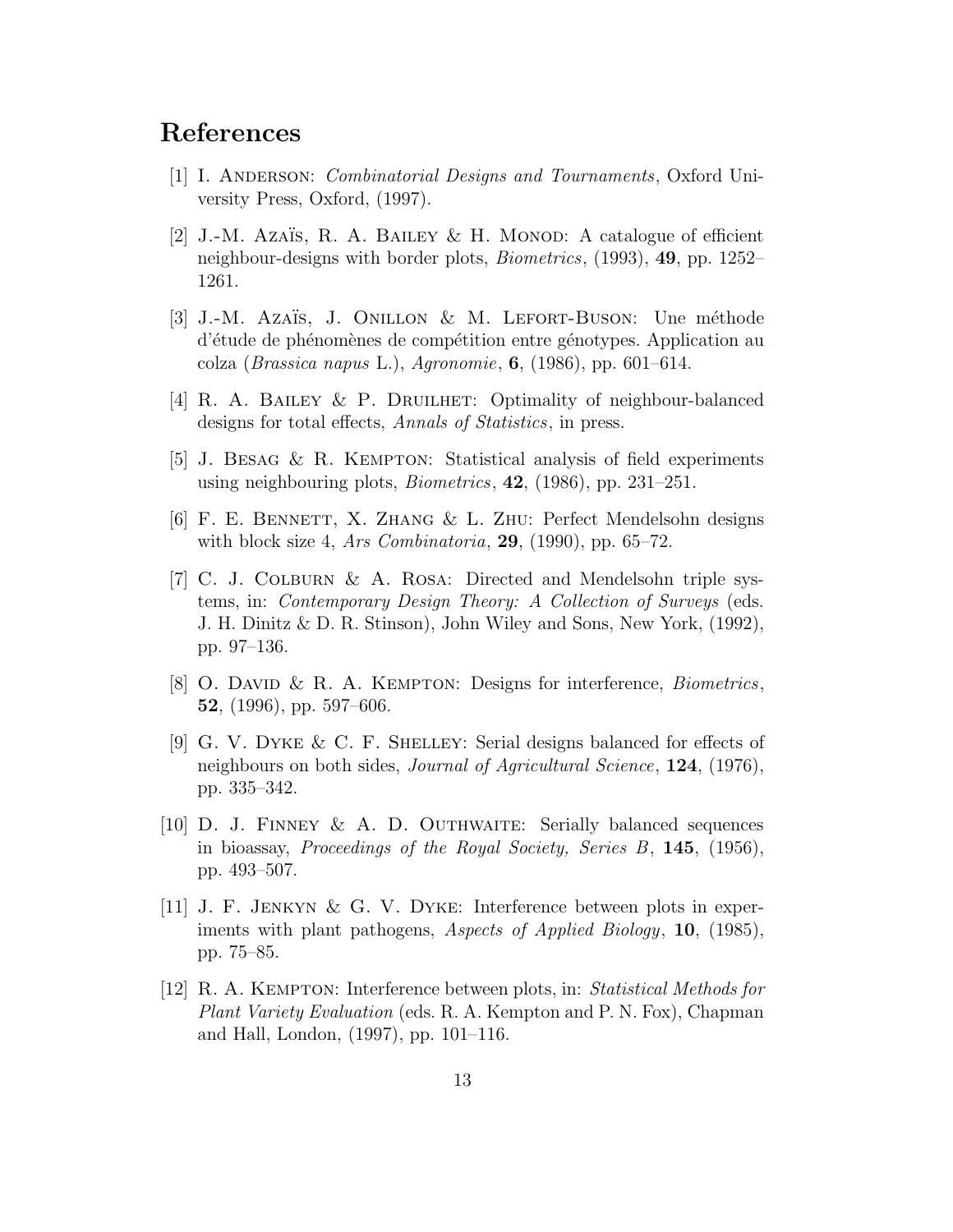# References

[1] I. Anderson: *Combinatorial Designs and Tournaments*, Oxford University Press, Oxford, (1997).

[2] J.-M. Azaïs, R. A. Bailey & H. Monod: A catalogue of efficient neighbour-designs with border plots, *Biometrics*, (1993), **49**, pp. 1252–1261.

[3] J.-M. Azaïs, J. Onillon & M. Lefort-Buson: Une méthode d'étude de phénomènes de compétition entre génotypes. Application au colza (*Brassica napus* L.), *Agronomie*, **6**, (1986), pp. 601–614.

[4] R. A. Bailey & P. Druilhet: Optimality of neighbour-balanced designs for total effects, *Annals of Statistics*, in press.

[5] J. Besag & R. Kempton: Statistical analysis of field experiments using neighbouring plots, *Biometrics*, **42**, (1986), pp. 231–251.

[6] F. E. Bennett, X. Zhang & L. Zhu: Perfect Mendelsohn designs with block size 4, *Ars Combinatoria*, **29**, (1990), pp. 65–72.

[7] C. J. Colburn & A. Rosa: Directed and Mendelsohn triple systems, in: *Contemporary Design Theory: A Collection of Surveys* (eds. J. H. Dinitz & D. R. Stinson), John Wiley and Sons, New York, (1992), pp. 97–136.

[8] O. David & R. A. Kempton: Designs for interference, *Biometrics*, **52**, (1996), pp. 597–606.

[9] G. V. Dyke & C. F. Shelley: Serial designs balanced for effects of neighbours on both sides, *Journal of Agricultural Science*, **124**, (1976), pp. 335–342.

[10] D. J. Finney & A. D. Outhwaite: Serially balanced sequences in bioassay, *Proceedings of the Royal Society, Series B*, **145**, (1956), pp. 493–507.

[11] J. F. Jenkyn & G. V. Dyke: Interference between plots in experiments with plant pathogens, *Aspects of Applied Biology*, **10**, (1985), pp. 75–85.

[12] R. A. Kempton: Interference between plots, in: *Statistical Methods for Plant Variety Evaluation* (eds. R. A. Kempton and P. N. Fox), Chapman and Hall, London, (1997), pp. 101–116.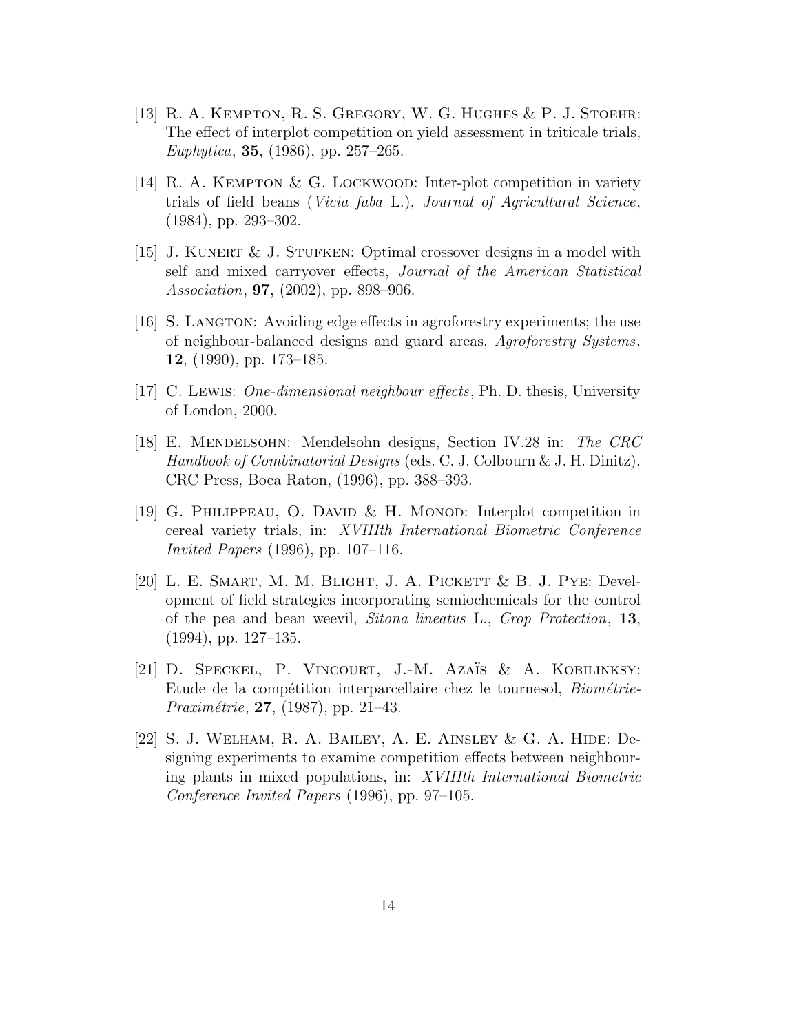[13] R. A. Kempton, R. S. Gregory, W. G. Hughes & P. J. Stoehr: The effect of interplot competition on yield assessment in triticale trials, *Euphytica*, **35**, (1986), pp. 257–265.

[14] R. A. Kempton & G. Lockwood: Inter-plot competition in variety trials of field beans (*Vicia faba* L.), *Journal of Agricultural Science*, (1984), pp. 293–302.

[15] J. Kunert & J. Stufken: Optimal crossover designs in a model with self and mixed carryover effects, *Journal of the American Statistical Association*, **97**, (2002), pp. 898–906.

[16] S. Langton: Avoiding edge effects in agroforestry experiments; the use of neighbour-balanced designs and guard areas, *Agroforestry Systems*, **12**, (1990), pp. 173–185.

[17] C. Lewis: *One-dimensional neighbour effects*, Ph. D. thesis, University of London, 2000.

[18] E. Mendelsohn: Mendelsohn designs, Section IV.28 in: *The CRC Handbook of Combinatorial Designs* (eds. C. J. Colbourn & J. H. Dinitz), CRC Press, Boca Raton, (1996), pp. 388–393.

[19] G. Philippeau, O. David & H. Monod: Interplot competition in cereal variety trials, in: *XVIIIth International Biometric Conference Invited Papers* (1996), pp. 107–116.

[20] L. E. Smart, M. M. Blight, J. A. Pickett & B. J. Pye: Development of field strategies incorporating semiochemicals for the control of the pea and bean weevil, *Sitona lineatus* L., *Crop Protection*, **13**, (1994), pp. 127–135.

[21] D. Speckel, P. Vincourt, J.-M. Azaïs & A. Kobilinksy: Etude de la compétition interparcellaire chez le tournesol, *Biométrie-Praximétrie*, **27**, (1987), pp. 21–43.

[22] S. J. Welham, R. A. Bailey, A. E. Ainsley & G. A. Hide: Designing experiments to examine competition effects between neighbouring plants in mixed populations, in: *XVIIIth International Biometric Conference Invited Papers* (1996), pp. 97–105.